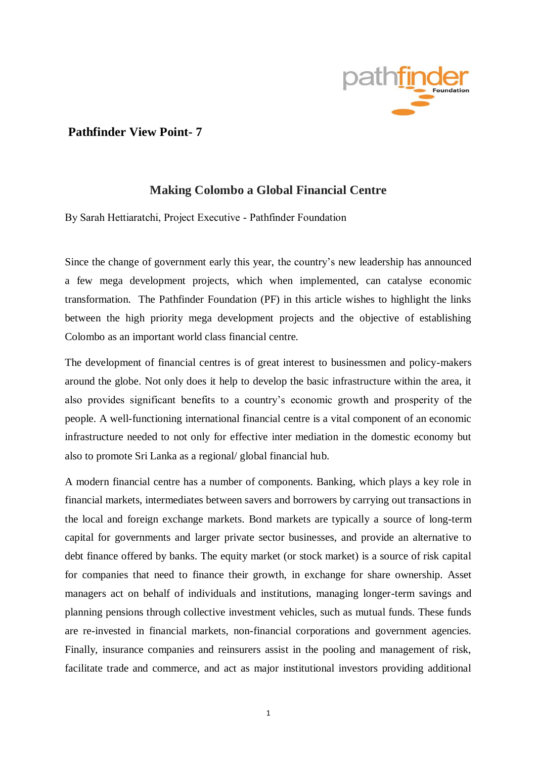**Pathfinder View Point- 7**

# Making Colombo a Global Financial Centre

By Sarah Hettiaratchi, Project Executive - Pathfinder Foundation

Since the change of government early this year, the country's new leadership has announced a few mega development projects, which when implemented, can catalyse economic transformation. The Pathfinder Foundation (PF) in this article wishes to highlight the links between the high priority mega development projects and the objective of establishing Colombo as an important world class financial centre.

The development of financial centres is of great interest to businessmen and policy-makers around the globe. Not only does it help to develop the basic infrastructure within the area, it also provides significant benefits to a country's economic growth and prosperity of the people. A well-functioning international financial centre is a vital component of an economic infrastructure needed to not only for effective inter mediation in the domestic economy but also to promote Sri Lanka as a regional/ global financial hub.

A modern financial centre has a number of components. Banking, which plays a key role in financial markets, intermediates between savers and borrowers by carrying out transactions in the local and foreign exchange markets. Bond markets are typically a source of long-term capital for governments and larger private sector businesses, and provide an alternative to debt finance offered by banks. The equity market (or stock market) is a source of risk capital for companies that need to finance their growth, in exchange for share ownership. Asset managers act on behalf of individuals and institutions, managing longer-term savings and planning pensions through collective investment vehicles, such as mutual funds. These funds are re-invested in financial markets, non-financial corporations and government agencies. Finally, insurance companies and reinsurers assist in the pooling and management of risk, facilitate trade and commerce, and act as major institutional investors providing additional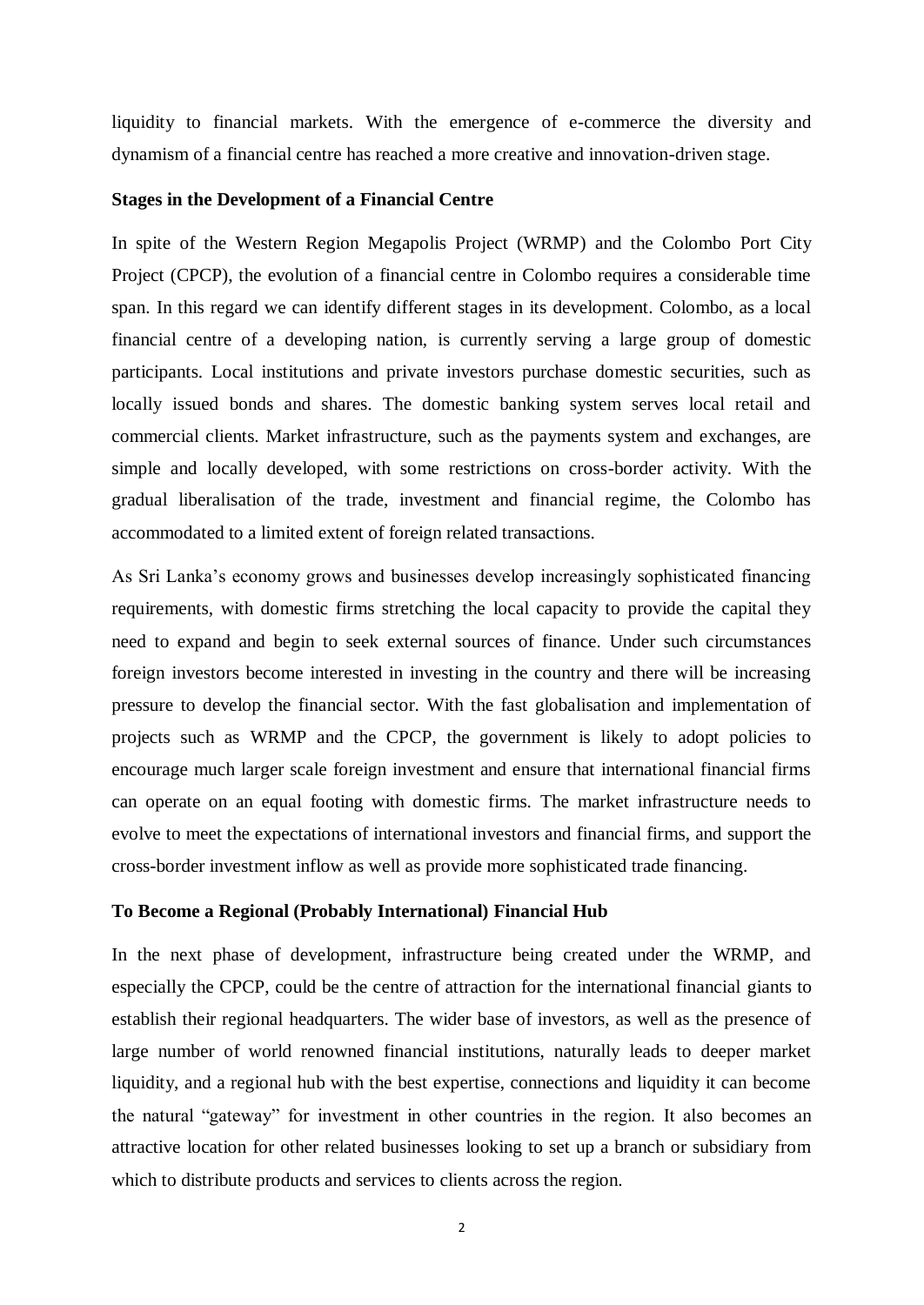liquidity to financial markets. With the emergence of e-commerce the diversity and dynamism of a financial centre has reached a more creative and innovation-driven stage.

**Stages in the Development of a Financial Centre**

In spite of the Western Region Megapolis Project (WRMP) and the Colombo Port City Project (CPCP), the evolution of a financial centre in Colombo requires a considerable time span. In this regard we can identify different stages in its development. Colombo, as a local financial centre of a developing nation, is currently serving a large group of domestic participants. Local institutions and private investors purchase domestic securities, such as locally issued bonds and shares. The domestic banking system serves local retail and commercial clients. Market infrastructure, such as the payments system and exchanges, are simple and locally developed, with some restrictions on cross-border activity. With the gradual liberalisation of the trade, investment and financial regime, the Colombo has accommodated to a limited extent of foreign related transactions.

As Sri Lanka's economy grows and businesses develop increasingly sophisticated financing requirements, with domestic firms stretching the local capacity to provide the capital they need to expand and begin to seek external sources of finance. Under such circumstances foreign investors become interested in investing in the country and there will be increasing pressure to develop the financial sector. With the fast globalisation and implementation of projects such as WRMP and the CPCP, the government is likely to adopt policies to encourage much larger scale foreign investment and ensure that international financial firms can operate on an equal footing with domestic firms. The market infrastructure needs to evolve to meet the expectations of international investors and financial firms, and support the cross-border investment inflow as well as provide more sophisticated trade financing.

**To Become a Regional (Probably International) Financial Hub**

In the next phase of development, infrastructure being created under the WRMP, and especially the CPCP, could be the centre of attraction for the international financial giants to establish their regional headquarters. The wider base of investors, as well as the presence of large number of world renowned financial institutions, naturally leads to deeper market liquidity, and a regional hub with the best expertise, connections and liquidity it can become the natural "gateway" for investment in other countries in the region. It also becomes an attractive location for other related businesses looking to set up a branch or subsidiary from which to distribute products and services to clients across the region.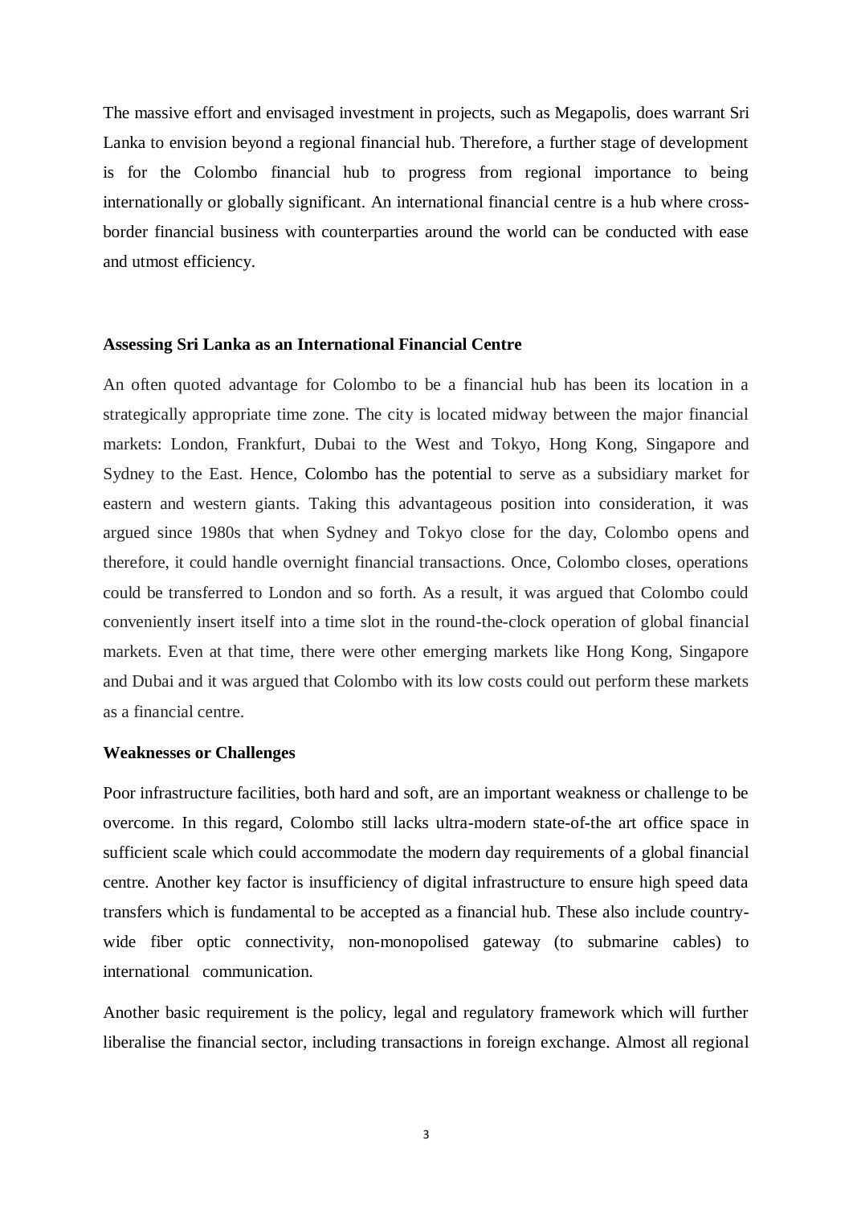The massive effort and envisaged investment in projects, such as Megapolis, does warrant Sri Lanka to envision beyond a regional financial hub. Therefore, a further stage of development is for the Colombo financial hub to progress from regional importance to being internationally or globally significant. An international financial centre is a hub where cross-border financial business with counterparties around the world can be conducted with ease and utmost efficiency.

**Assessing Sri Lanka as an International Financial Centre**

An often quoted advantage for Colombo to be a financial hub has been its location in a strategically appropriate time zone. The city is located midway between the major financial markets: London, Frankfurt, Dubai to the West and Tokyo, Hong Kong, Singapore and Sydney to the East. Hence, Colombo has the potential to serve as a subsidiary market for eastern and western giants. Taking this advantageous position into consideration, it was argued since 1980s that when Sydney and Tokyo close for the day, Colombo opens and therefore, it could handle overnight financial transactions. Once, Colombo closes, operations could be transferred to London and so forth. As a result, it was argued that Colombo could conveniently insert itself into a time slot in the round-the-clock operation of global financial markets. Even at that time, there were other emerging markets like Hong Kong, Singapore and Dubai and it was argued that Colombo with its low costs could out perform these markets as a financial centre.

**Weaknesses or Challenges**

Poor infrastructure facilities, both hard and soft, are an important weakness or challenge to be overcome. In this regard, Colombo still lacks ultra-modern state-of-the art office space in sufficient scale which could accommodate the modern day requirements of a global financial centre. Another key factor is insufficiency of digital infrastructure to ensure high speed data transfers which is fundamental to be accepted as a financial hub. These also include country-wide fiber optic connectivity, non-monopolised gateway (to submarine cables) to international communication.

Another basic requirement is the policy, legal and regulatory framework which will further liberalise the financial sector, including transactions in foreign exchange. Almost all regional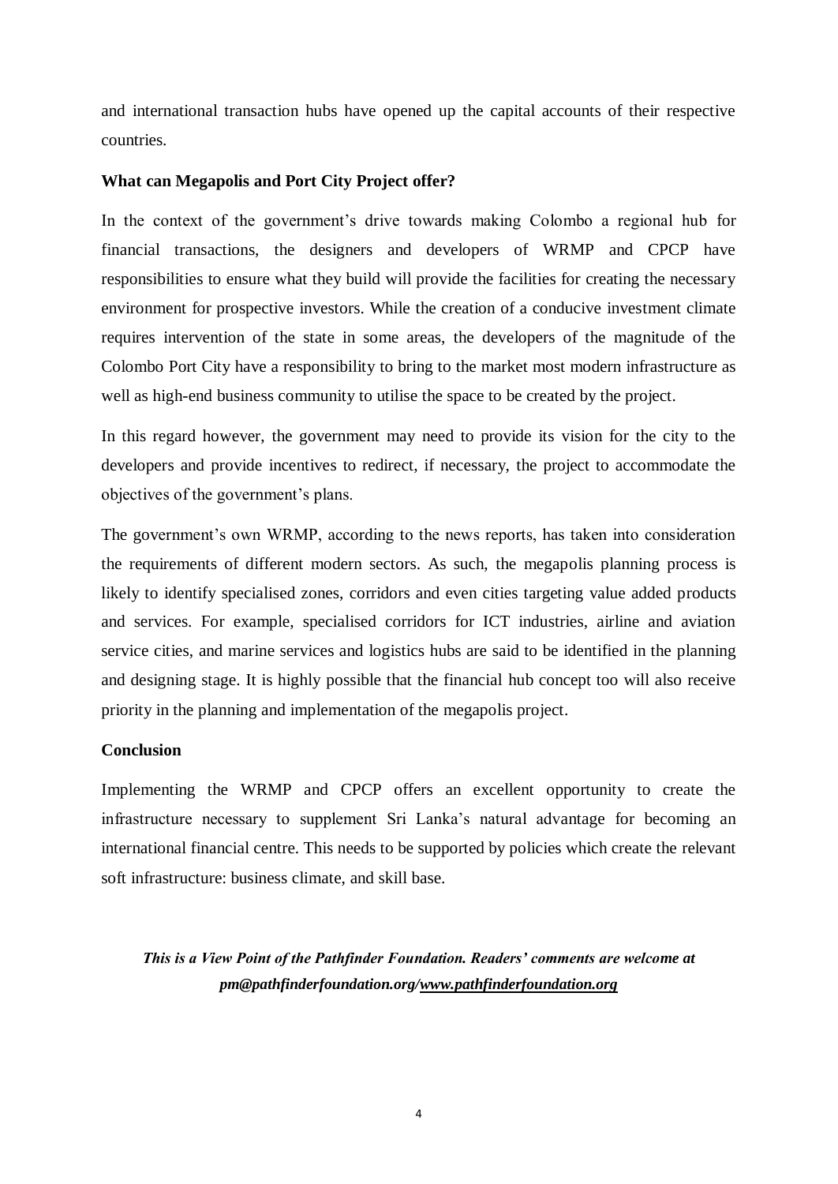and international transaction hubs have opened up the capital accounts of their respective countries.

**What can Megapolis and Port City Project offer?**

In the context of the government's drive towards making Colombo a regional hub for financial transactions, the designers and developers of WRMP and CPCP have responsibilities to ensure what they build will provide the facilities for creating the necessary environment for prospective investors. While the creation of a conducive investment climate requires intervention of the state in some areas, the developers of the magnitude of the Colombo Port City have a responsibility to bring to the market most modern infrastructure as well as high-end business community to utilise the space to be created by the project.

In this regard however, the government may need to provide its vision for the city to the developers and provide incentives to redirect, if necessary, the project to accommodate the objectives of the government's plans.

The government's own WRMP, according to the news reports, has taken into consideration the requirements of different modern sectors. As such, the megapolis planning process is likely to identify specialised zones, corridors and even cities targeting value added products and services. For example, specialised corridors for ICT industries, airline and aviation service cities, and marine services and logistics hubs are said to be identified in the planning and designing stage. It is highly possible that the financial hub concept too will also receive priority in the planning and implementation of the megapolis project.

**Conclusion**

Implementing the WRMP and CPCP offers an excellent opportunity to create the infrastructure necessary to supplement Sri Lanka's natural advantage for becoming an international financial centre. This needs to be supported by policies which create the relevant soft infrastructure: business climate, and skill base.

***This is a View Point of the Pathfinder Foundation. Readers' comments are welcome at pm@pathfinderfoundation.org/www.pathfinderfoundation.org***